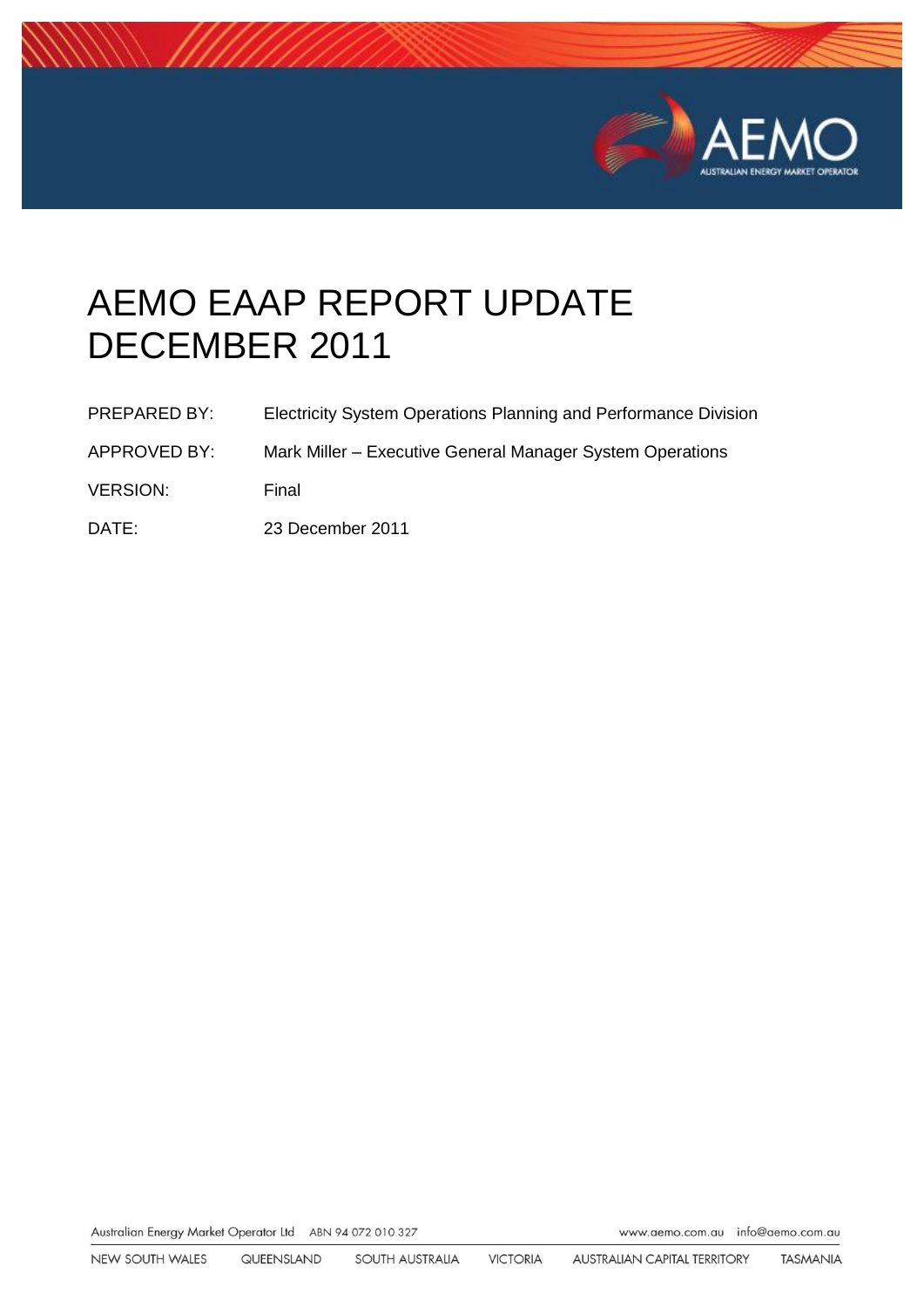# AEMO EAAP REPORT UPDATE DECEMBER 2011

| | |
|---|---|
| PREPARED BY: | Electricity System Operations Planning and Performance Division |
| APPROVED BY: | Mark Miller – Executive General Manager System Operations |
| VERSION: | Final |
| DATE: | 23 December 2011 |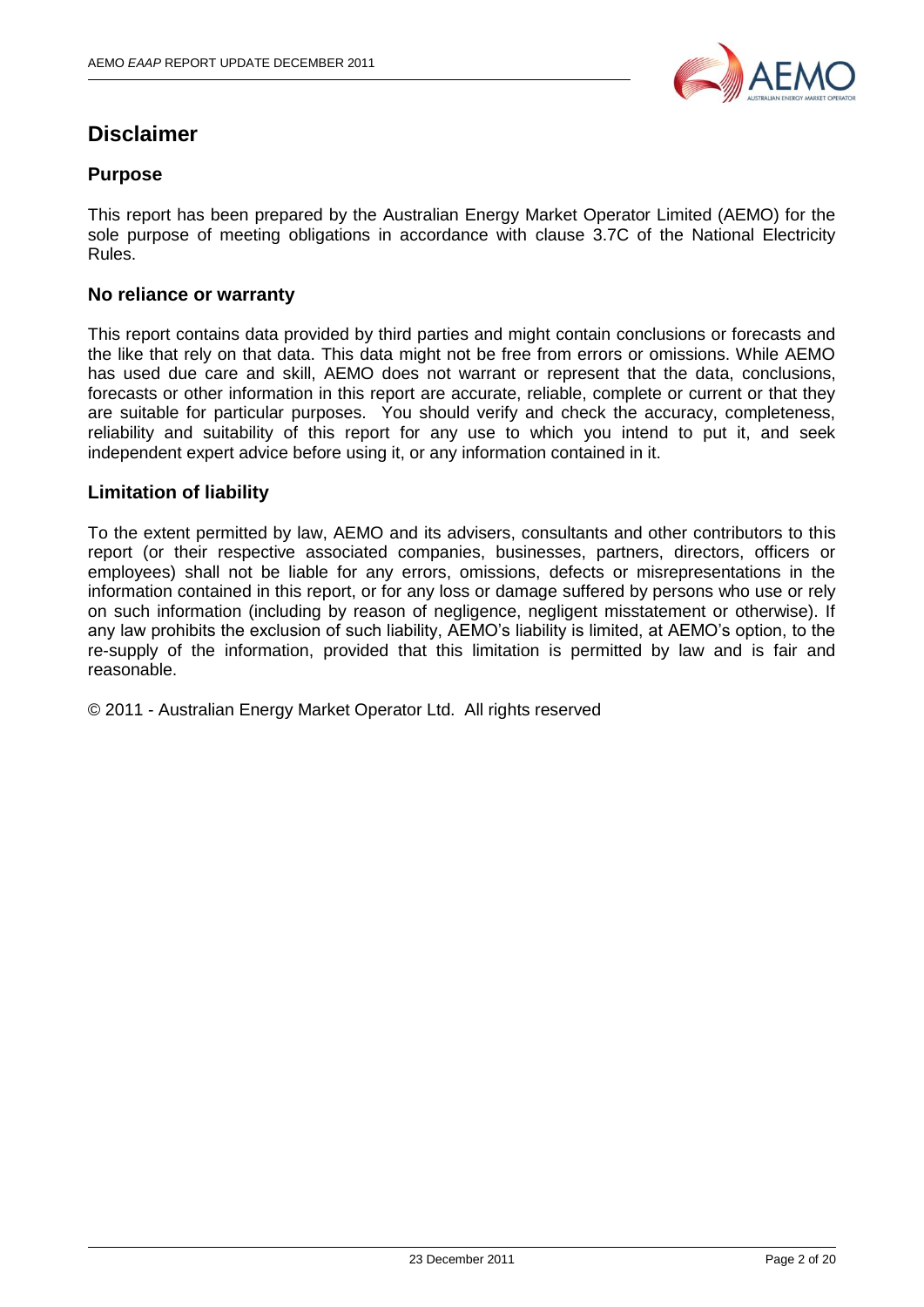# Disclaimer

## Purpose

This report has been prepared by the Australian Energy Market Operator Limited (AEMO) for the sole purpose of meeting obligations in accordance with clause 3.7C of the National Electricity Rules.

## No reliance or warranty

This report contains data provided by third parties and might contain conclusions or forecasts and the like that rely on that data. This data might not be free from errors or omissions. While AEMO has used due care and skill, AEMO does not warrant or represent that the data, conclusions, forecasts or other information in this report are accurate, reliable, complete or current or that they are suitable for particular purposes. You should verify and check the accuracy, completeness, reliability and suitability of this report for any use to which you intend to put it, and seek independent expert advice before using it, or any information contained in it.

## Limitation of liability

To the extent permitted by law, AEMO and its advisers, consultants and other contributors to this report (or their respective associated companies, businesses, partners, directors, officers or employees) shall not be liable for any errors, omissions, defects or misrepresentations in the information contained in this report, or for any loss or damage suffered by persons who use or rely on such information (including by reason of negligence, negligent misstatement or otherwise). If any law prohibits the exclusion of such liability, AEMO's liability is limited, at AEMO's option, to the re-supply of the information, provided that this limitation is permitted by law and is fair and reasonable.

© 2011 - Australian Energy Market Operator Ltd. All rights reserved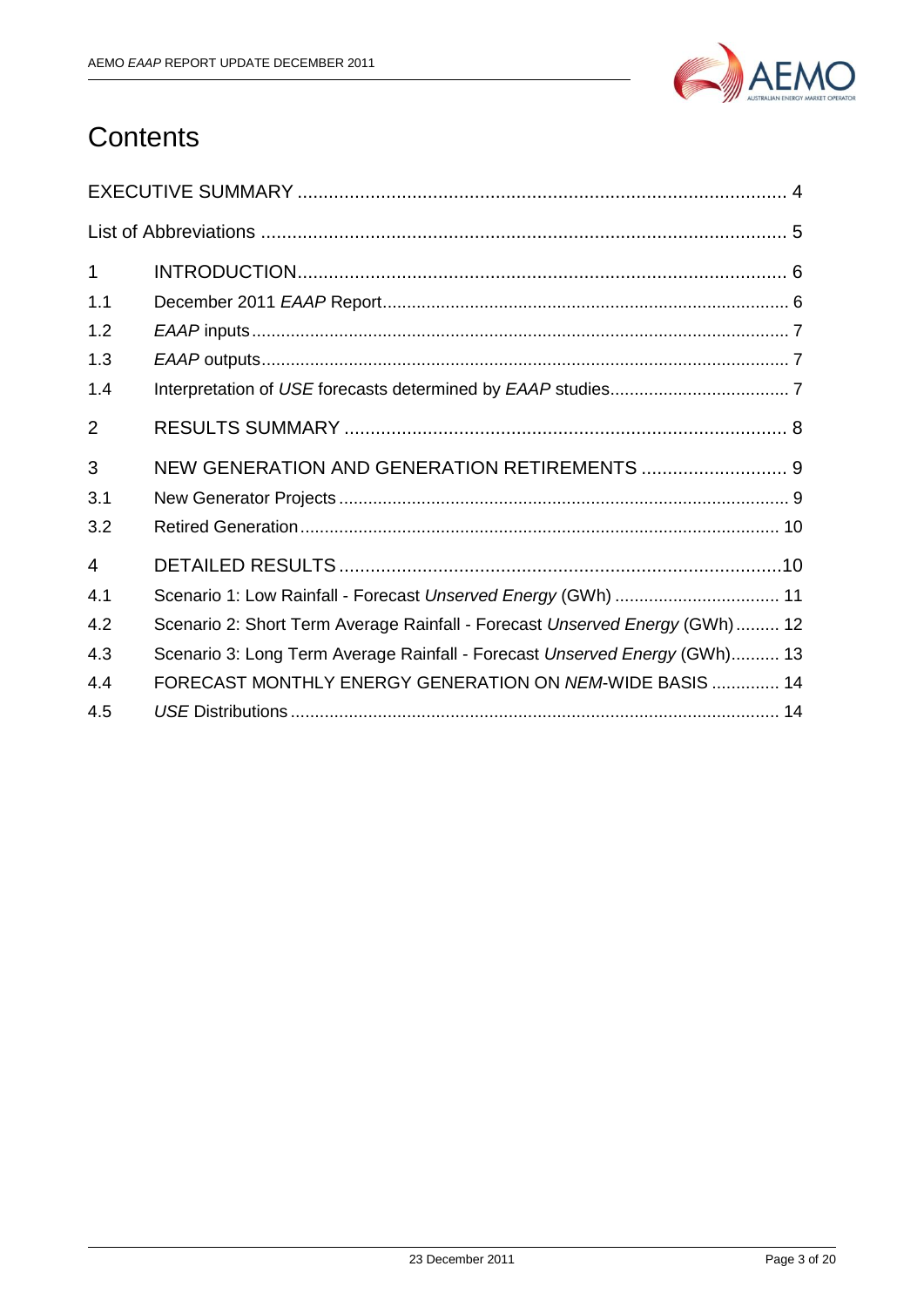# Contents

EXECUTIVE SUMMARY ........................................................................................ 4

List of Abbreviations ........................................................................................ 5

1 INTRODUCTION ........................................................................................ 6

1.1 December 2011 *EAAP* Report ........................................................................................ 6

1.2 *EAAP* inputs ........................................................................................ 7

1.3 *EAAP* outputs ........................................................................................ 7

1.4 Interpretation of *USE* forecasts determined by *EAAP* studies ........................................ 7

2 RESULTS SUMMARY ........................................................................................ 8

3 NEW GENERATION AND GENERATION RETIREMENTS ............................ 9

3.1 New Generator Projects ........................................................................................ 9

3.2 Retired Generation ........................................................................................ 10

4 DETAILED RESULTS ........................................................................................ 10

4.1 Scenario 1: Low Rainfall - Forecast *Unserved Energy* (GWh) ........................................ 11

4.2 Scenario 2: Short Term Average Rainfall - Forecast *Unserved Energy* (GWh) ......... 12

4.3 Scenario 3: Long Term Average Rainfall - Forecast *Unserved Energy* (GWh) .......... 13

4.4 FORECAST MONTHLY ENERGY GENERATION ON *NEM*-WIDE BASIS .............. 14

4.5 *USE* Distributions ........................................................................................ 14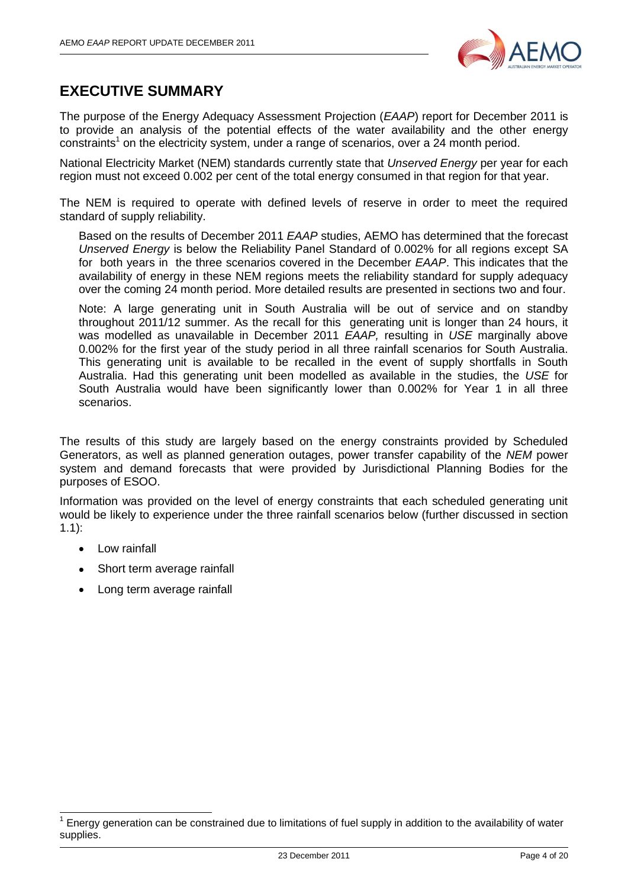# EXECUTIVE SUMMARY

The purpose of the Energy Adequacy Assessment Projection (*EAAP*) report for December 2011 is to provide an analysis of the potential effects of the water availability and the other energy constraints[1] on the electricity system, under a range of scenarios, over a 24 month period.

National Electricity Market (NEM) standards currently state that *Unserved Energy* per year for each region must not exceed 0.002 per cent of the total energy consumed in that region for that year.

The NEM is required to operate with defined levels of reserve in order to meet the required standard of supply reliability.

Based on the results of December 2011 *EAAP* studies, AEMO has determined that the forecast *Unserved Energy* is below the Reliability Panel Standard of 0.002% for all regions except SA for both years in the three scenarios covered in the December *EAAP*. This indicates that the availability of energy in these NEM regions meets the reliability standard for supply adequacy over the coming 24 month period. More detailed results are presented in sections two and four.

Note: A large generating unit in South Australia will be out of service and on standby throughout 2011/12 summer. As the recall for this generating unit is longer than 24 hours, it was modelled as unavailable in December 2011 *EAAP,* resulting in *USE* marginally above 0.002% for the first year of the study period in all three rainfall scenarios for South Australia. This generating unit is available to be recalled in the event of supply shortfalls in South Australia. Had this generating unit been modelled as available in the studies, the *USE* for South Australia would have been significantly lower than 0.002% for Year 1 in all three scenarios.

The results of this study are largely based on the energy constraints provided by Scheduled Generators, as well as planned generation outages, power transfer capability of the *NEM* power system and demand forecasts that were provided by Jurisdictional Planning Bodies for the purposes of ESOO.

Information was provided on the level of energy constraints that each scheduled generating unit would be likely to experience under the three rainfall scenarios below (further discussed in section 1.1):

- Low rainfall
- Short term average rainfall
- Long term average rainfall

[1] Energy generation can be constrained due to limitations of fuel supply in addition to the availability of water supplies.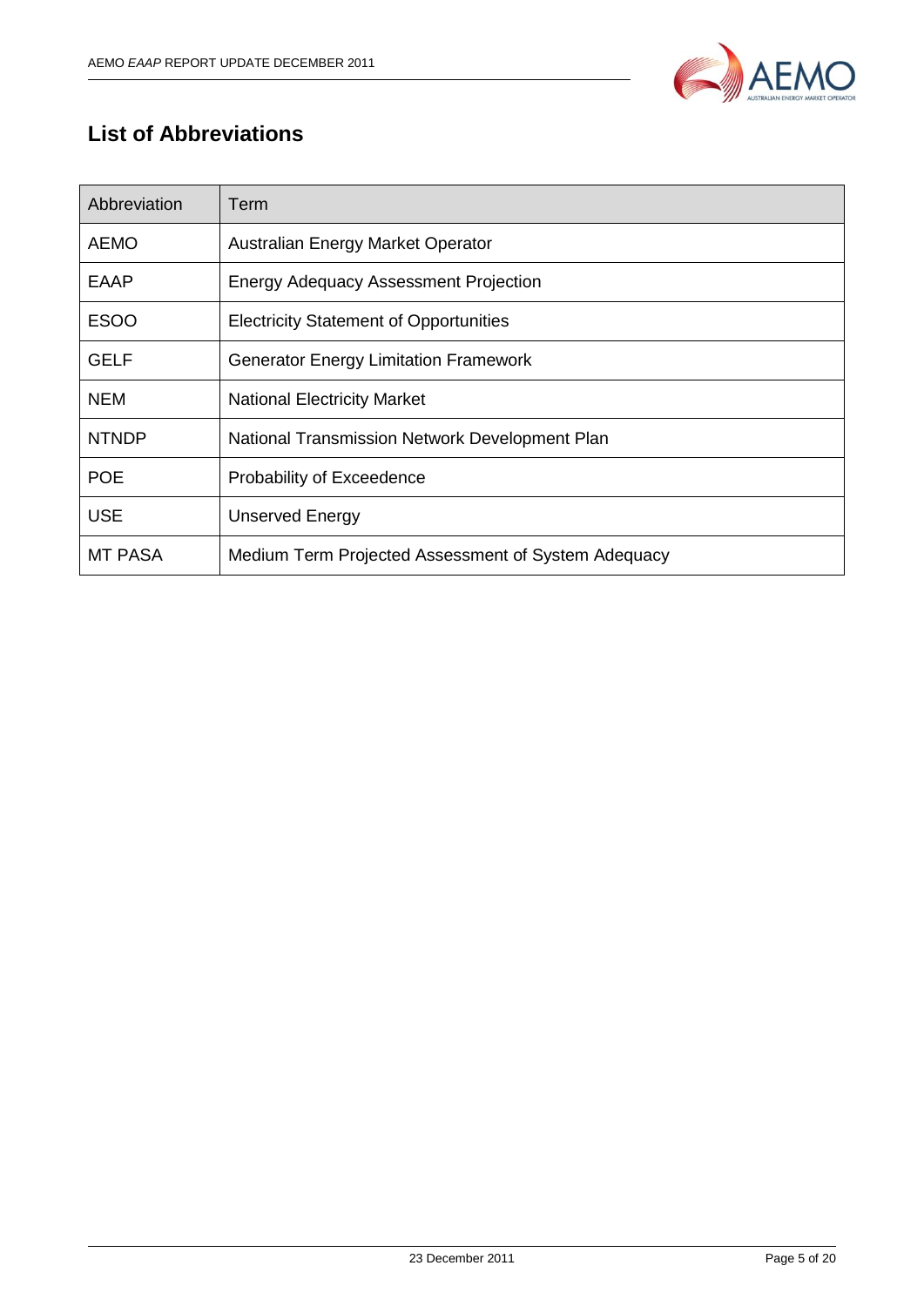## List of Abbreviations

| Abbreviation | Term |
|---|---|
| AEMO | Australian Energy Market Operator |
| EAAP | Energy Adequacy Assessment Projection |
| ESOO | Electricity Statement of Opportunities |
| GELF | Generator Energy Limitation Framework |
| NEM | National Electricity Market |
| NTNDP | National Transmission Network Development Plan |
| POE | Probability of Exceedence |
| USE | Unserved Energy |
| MT PASA | Medium Term Projected Assessment of System Adequacy |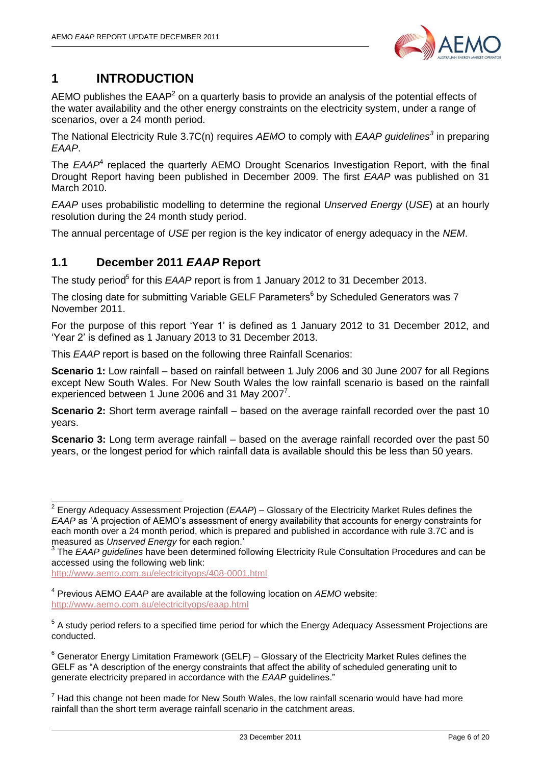# 1 INTRODUCTION

AEMO publishes the EAAP[2] on a quarterly basis to provide an analysis of the potential effects of the water availability and the other energy constraints on the electricity system, under a range of scenarios, over a 24 month period.

The National Electricity Rule 3.7C(n) requires *AEMO* to comply with *EAAP guidelines*[3] in preparing *EAAP*.

The *EAAP*[4] replaced the quarterly AEMO Drought Scenarios Investigation Report, with the final Drought Report having been published in December 2009. The first *EAAP* was published on 31 March 2010.

*EAAP* uses probabilistic modelling to determine the regional *Unserved Energy* (*USE*) at an hourly resolution during the 24 month study period.

The annual percentage of *USE* per region is the key indicator of energy adequacy in the *NEM*.

## 1.1 December 2011 *EAAP* Report

The study period[5] for this *EAAP* report is from 1 January 2012 to 31 December 2013.

The closing date for submitting Variable GELF Parameters[6] by Scheduled Generators was 7 November 2011.

For the purpose of this report 'Year 1' is defined as 1 January 2012 to 31 December 2012, and 'Year 2' is defined as 1 January 2013 to 31 December 2013.

This *EAAP* report is based on the following three Rainfall Scenarios:

**Scenario 1:** Low rainfall – based on rainfall between 1 July 2006 and 30 June 2007 for all Regions except New South Wales. For New South Wales the low rainfall scenario is based on the rainfall experienced between 1 June 2006 and 31 May 2007[7].

**Scenario 2:** Short term average rainfall – based on the average rainfall recorded over the past 10 years.

**Scenario 3:** Long term average rainfall – based on the average rainfall recorded over the past 50 years, or the longest period for which rainfall data is available should this be less than 50 years.

---

[2] Energy Adequacy Assessment Projection (*EAAP*) – Glossary of the Electricity Market Rules defines the *EAAP* as 'A projection of AEMO's assessment of energy availability that accounts for energy constraints for each month over a 24 month period, which is prepared and published in accordance with rule 3.7C and is measured as *Unserved Energy* for each region.'

[3] The *EAAP guidelines* have been determined following Electricity Rule Consultation Procedures and can be accessed using the following web link:
http://www.aemo.com.au/electricityops/408-0001.html

[4] Previous AEMO *EAAP* are available at the following location on *AEMO* website:
http://www.aemo.com.au/electricityops/eaap.html

[5] A study period refers to a specified time period for which the Energy Adequacy Assessment Projections are conducted.

[6] Generator Energy Limitation Framework (GELF) – Glossary of the Electricity Market Rules defines the GELF as "A description of the energy constraints that affect the ability of scheduled generating unit to generate electricity prepared in accordance with the *EAAP* guidelines."

[7] Had this change not been made for New South Wales, the low rainfall scenario would have had more rainfall than the short term average rainfall scenario in the catchment areas.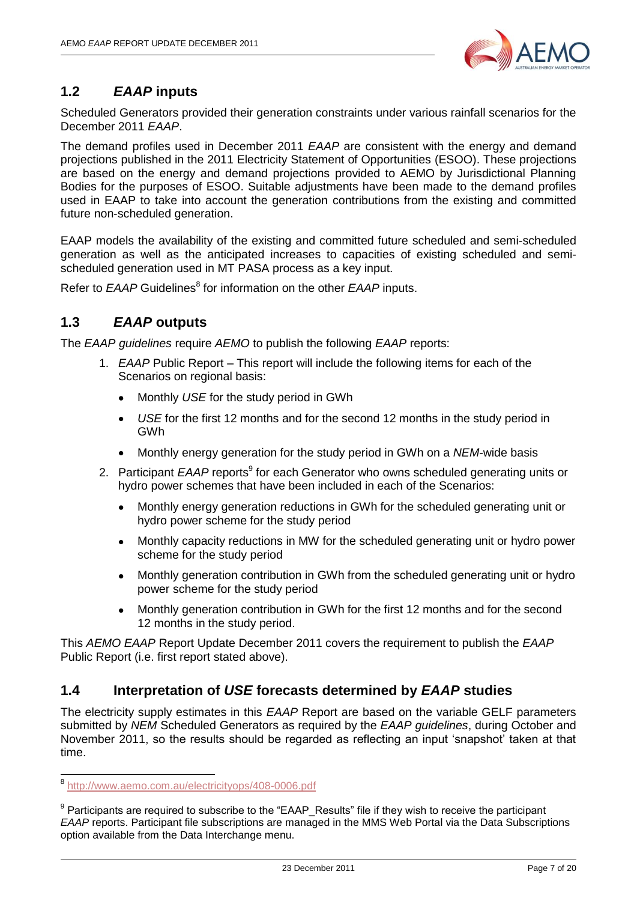## 1.2 *EAAP* inputs

Scheduled Generators provided their generation constraints under various rainfall scenarios for the December 2011 *EAAP*.

The demand profiles used in December 2011 *EAAP* are consistent with the energy and demand projections published in the 2011 Electricity Statement of Opportunities (ESOO). These projections are based on the energy and demand projections provided to AEMO by Jurisdictional Planning Bodies for the purposes of ESOO. Suitable adjustments have been made to the demand profiles used in EAAP to take into account the generation contributions from the existing and committed future non-scheduled generation.

EAAP models the availability of the existing and committed future scheduled and semi-scheduled generation as well as the anticipated increases to capacities of existing scheduled and semi-scheduled generation used in MT PASA process as a key input.

Refer to *EAAP* Guidelines[8] for information on the other *EAAP* inputs.

## 1.3 *EAAP* outputs

The *EAAP guidelines* require *AEMO* to publish the following *EAAP* reports:

1. *EAAP* Public Report – This report will include the following items for each of the Scenarios on regional basis:
   - Monthly *USE* for the study period in GWh
   - *USE* for the first 12 months and for the second 12 months in the study period in GWh
   - Monthly energy generation for the study period in GWh on a *NEM*-wide basis
2. Participant *EAAP* reports[9] for each Generator who owns scheduled generating units or hydro power schemes that have been included in each of the Scenarios:
   - Monthly energy generation reductions in GWh for the scheduled generating unit or hydro power scheme for the study period
   - Monthly capacity reductions in MW for the scheduled generating unit or hydro power scheme for the study period
   - Monthly generation contribution in GWh from the scheduled generating unit or hydro power scheme for the study period
   - Monthly generation contribution in GWh for the first 12 months and for the second 12 months in the study period.

This *AEMO EAAP* Report Update December 2011 covers the requirement to publish the *EAAP* Public Report (i.e. first report stated above).

## 1.4 Interpretation of *USE* forecasts determined by *EAAP* studies

The electricity supply estimates in this *EAAP* Report are based on the variable GELF parameters submitted by *NEM* Scheduled Generators as required by the *EAAP guidelines*, during October and November 2011, so the results should be regarded as reflecting an input 'snapshot' taken at that time.

---

[8] http://www.aemo.com.au/electricityops/408-0006.pdf

[9] Participants are required to subscribe to the "EAAP_Results" file if they wish to receive the participant *EAAP* reports. Participant file subscriptions are managed in the MMS Web Portal via the Data Subscriptions option available from the Data Interchange menu.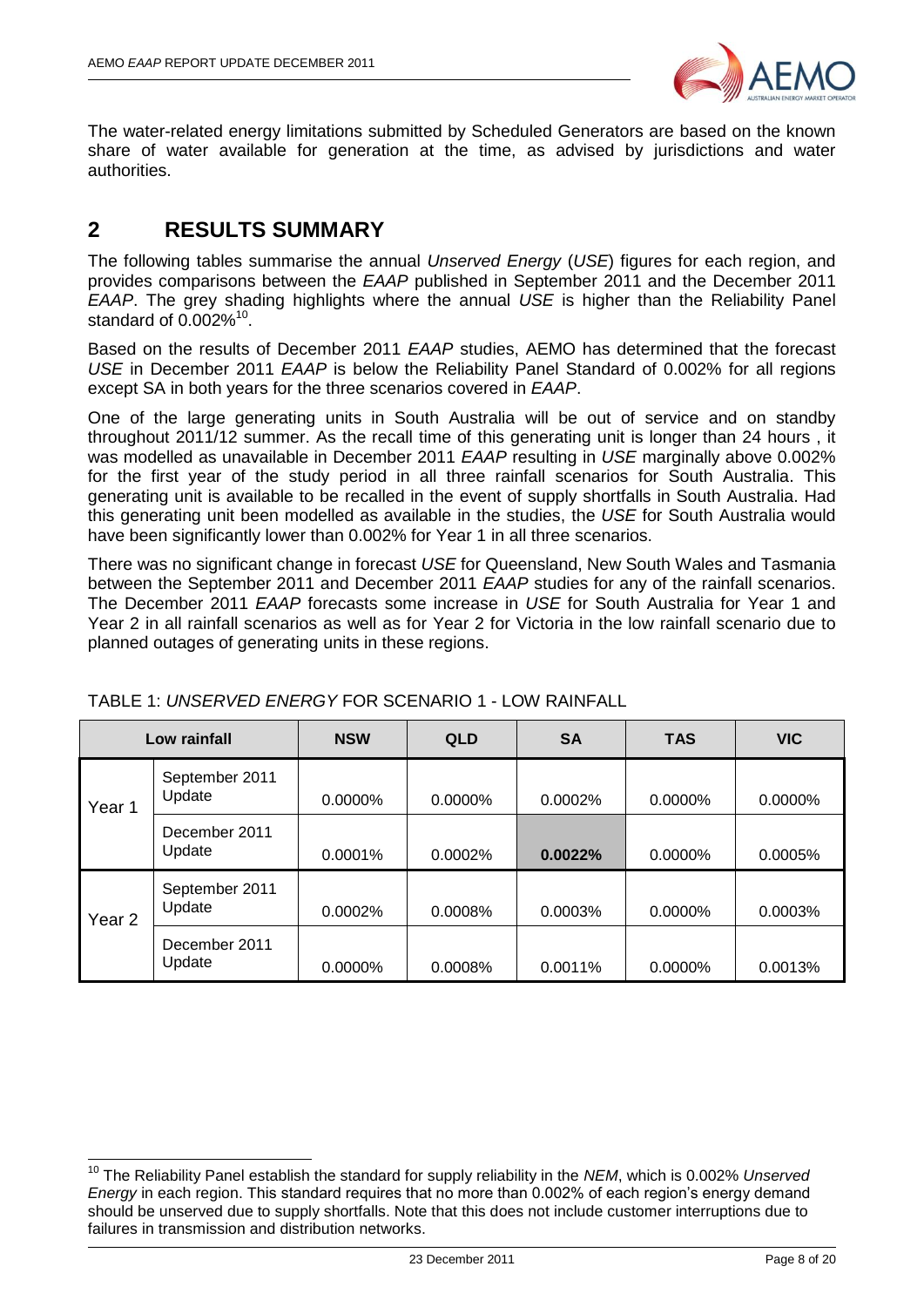The water-related energy limitations submitted by Scheduled Generators are based on the known share of water available for generation at the time, as advised by jurisdictions and water authorities.

## 2 RESULTS SUMMARY

The following tables summarise the annual *Unserved Energy* (*USE*) figures for each region, and provides comparisons between the *EAAP* published in September 2011 and the December 2011 *EAAP*. The grey shading highlights where the annual *USE* is higher than the Reliability Panel standard of 0.002%[10].

Based on the results of December 2011 *EAAP* studies, AEMO has determined that the forecast *USE* in December 2011 *EAAP* is below the Reliability Panel Standard of 0.002% for all regions except SA in both years for the three scenarios covered in *EAAP*.

One of the large generating units in South Australia will be out of service and on standby throughout 2011/12 summer. As the recall time of this generating unit is longer than 24 hours , it was modelled as unavailable in December 2011 *EAAP* resulting in *USE* marginally above 0.002% for the first year of the study period in all three rainfall scenarios for South Australia. This generating unit is available to be recalled in the event of supply shortfalls in South Australia. Had this generating unit been modelled as available in the studies, the *USE* for South Australia would have been significantly lower than 0.002% for Year 1 in all three scenarios.

There was no significant change in forecast *USE* for Queensland, New South Wales and Tasmania between the September 2011 and December 2011 *EAAP* studies for any of the rainfall scenarios. The December 2011 *EAAP* forecasts some increase in *USE* for South Australia for Year 1 and Year 2 in all rainfall scenarios as well as for Year 2 for Victoria in the low rainfall scenario due to planned outages of generating units in these regions.

TABLE 1: *UNSERVED ENERGY* FOR SCENARIO 1 - LOW RAINFALL

| Low rainfall | | NSW | QLD | SA | TAS | VIC |
|---|---|---|---|---|---|---|
| Year 1 | September 2011 Update | 0.0000% | 0.0000% | 0.0002% | 0.0000% | 0.0000% |
| | December 2011 Update | 0.0001% | 0.0002% | **0.0022%** | 0.0000% | 0.0005% |
| Year 2 | September 2011 Update | 0.0002% | 0.0008% | 0.0003% | 0.0000% | 0.0003% |
| | December 2011 Update | 0.0000% | 0.0008% | 0.0011% | 0.0000% | 0.0013% |

[10] The Reliability Panel establish the standard for supply reliability in the *NEM*, which is 0.002% *Unserved Energy* in each region. This standard requires that no more than 0.002% of each region's energy demand should be unserved due to supply shortfalls. Note that this does not include customer interruptions due to failures in transmission and distribution networks.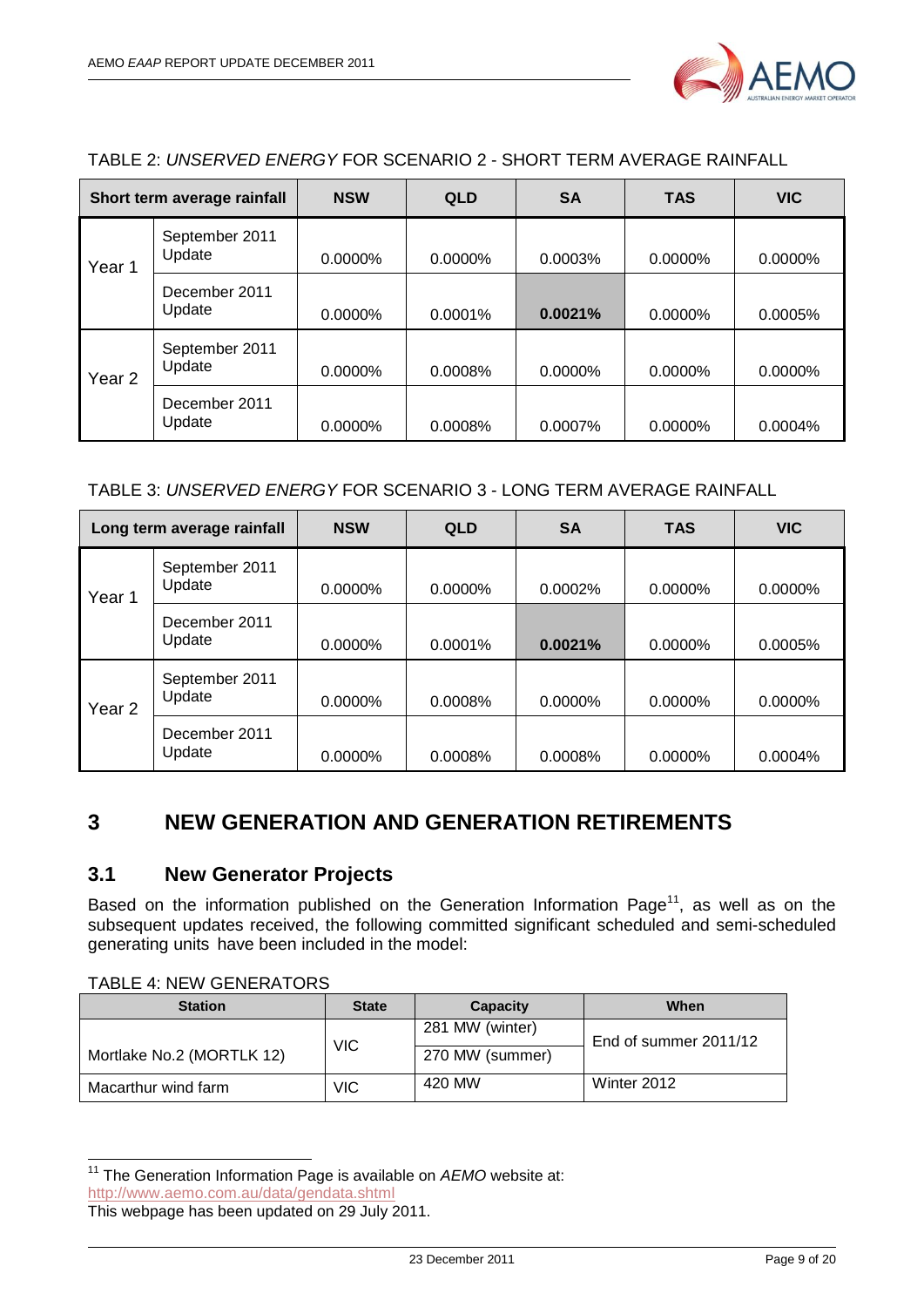TABLE 2: *UNSERVED ENERGY* FOR SCENARIO 2 - SHORT TERM AVERAGE RAINFALL

| Short term average rainfall | | NSW | QLD | SA | TAS | VIC |
|---|---|---|---|---|---|---|
| Year 1 | September 2011 Update | 0.0000% | 0.0000% | 0.0003% | 0.0000% | 0.0000% |
| | December 2011 Update | 0.0000% | 0.0001% | **0.0021%** | 0.0000% | 0.0005% |
| Year 2 | September 2011 Update | 0.0000% | 0.0008% | 0.0000% | 0.0000% | 0.0000% |
| | December 2011 Update | 0.0000% | 0.0008% | 0.0007% | 0.0000% | 0.0004% |

TABLE 3: *UNSERVED ENERGY* FOR SCENARIO 3 - LONG TERM AVERAGE RAINFALL

| Long term average rainfall | | NSW | QLD | SA | TAS | VIC |
|---|---|---|---|---|---|---|
| Year 1 | September 2011 Update | 0.0000% | 0.0000% | 0.0002% | 0.0000% | 0.0000% |
| | December 2011 Update | 0.0000% | 0.0001% | **0.0021%** | 0.0000% | 0.0005% |
| Year 2 | September 2011 Update | 0.0000% | 0.0008% | 0.0000% | 0.0000% | 0.0000% |
| | December 2011 Update | 0.0000% | 0.0008% | 0.0008% | 0.0000% | 0.0004% |

# 3 NEW GENERATION AND GENERATION RETIREMENTS

## 3.1 New Generator Projects

Based on the information published on the Generation Information Page[11], as well as on the subsequent updates received, the following committed significant scheduled and semi-scheduled generating units have been included in the model:

TABLE 4: NEW GENERATORS

| Station | State | Capacity | When |
|---|---|---|---|
| Mortlake No.2 (MORTLK 12) | VIC | 281 MW (winter) | End of summer 2011/12 |
| | | 270 MW (summer) | |
| Macarthur wind farm | VIC | 420 MW | Winter 2012 |

[11] The Generation Information Page is available on *AEMO* website at: http://www.aemo.com.au/data/gendata.shtml
This webpage has been updated on 29 July 2011.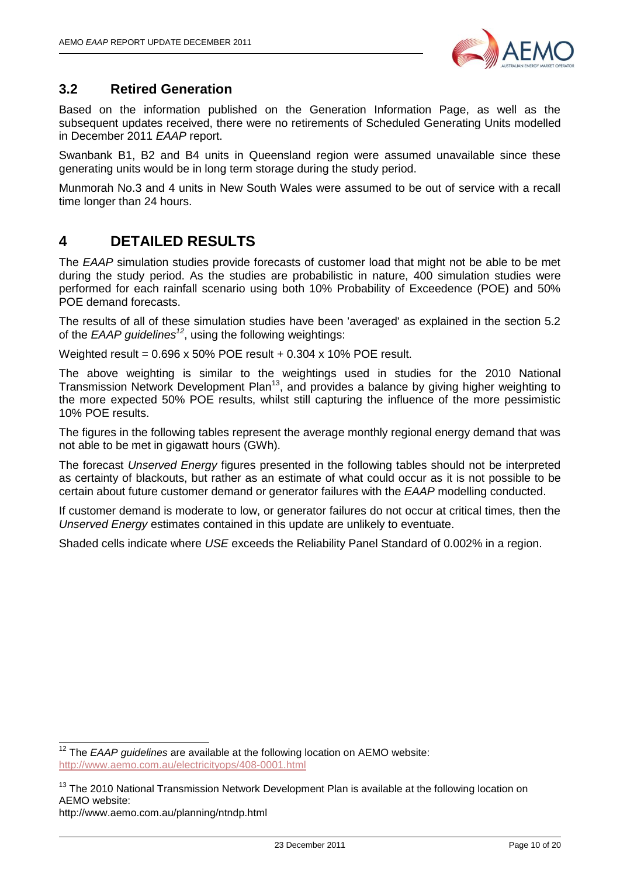## 3.2 Retired Generation

Based on the information published on the Generation Information Page, as well as the subsequent updates received, there were no retirements of Scheduled Generating Units modelled in December 2011 *EAAP* report.

Swanbank B1, B2 and B4 units in Queensland region were assumed unavailable since these generating units would be in long term storage during the study period.

Munmorah No.3 and 4 units in New South Wales were assumed to be out of service with a recall time longer than 24 hours.

# 4 DETAILED RESULTS

The *EAAP* simulation studies provide forecasts of customer load that might not be able to be met during the study period. As the studies are probabilistic in nature, 400 simulation studies were performed for each rainfall scenario using both 10% Probability of Exceedence (POE) and 50% POE demand forecasts.

The results of all of these simulation studies have been 'averaged' as explained in the section 5.2 of the *EAAP guidelines*[12], using the following weightings:

Weighted result = 0.696 x 50% POE result + 0.304 x 10% POE result.

The above weighting is similar to the weightings used in studies for the 2010 National Transmission Network Development Plan[13], and provides a balance by giving higher weighting to the more expected 50% POE results, whilst still capturing the influence of the more pessimistic 10% POE results.

The figures in the following tables represent the average monthly regional energy demand that was not able to be met in gigawatt hours (GWh).

The forecast *Unserved Energy* figures presented in the following tables should not be interpreted as certainty of blackouts, but rather as an estimate of what could occur as it is not possible to be certain about future customer demand or generator failures with the *EAAP* modelling conducted.

If customer demand is moderate to low, or generator failures do not occur at critical times, then the *Unserved Energy* estimates contained in this update are unlikely to eventuate.

Shaded cells indicate where *USE* exceeds the Reliability Panel Standard of 0.002% in a region.

---

[12] The *EAAP guidelines* are available at the following location on AEMO website: http://www.aemo.com.au/electricityops/408-0001.html

[13] The 2010 National Transmission Network Development Plan is available at the following location on AEMO website: http://www.aemo.com.au/planning/ntndp.html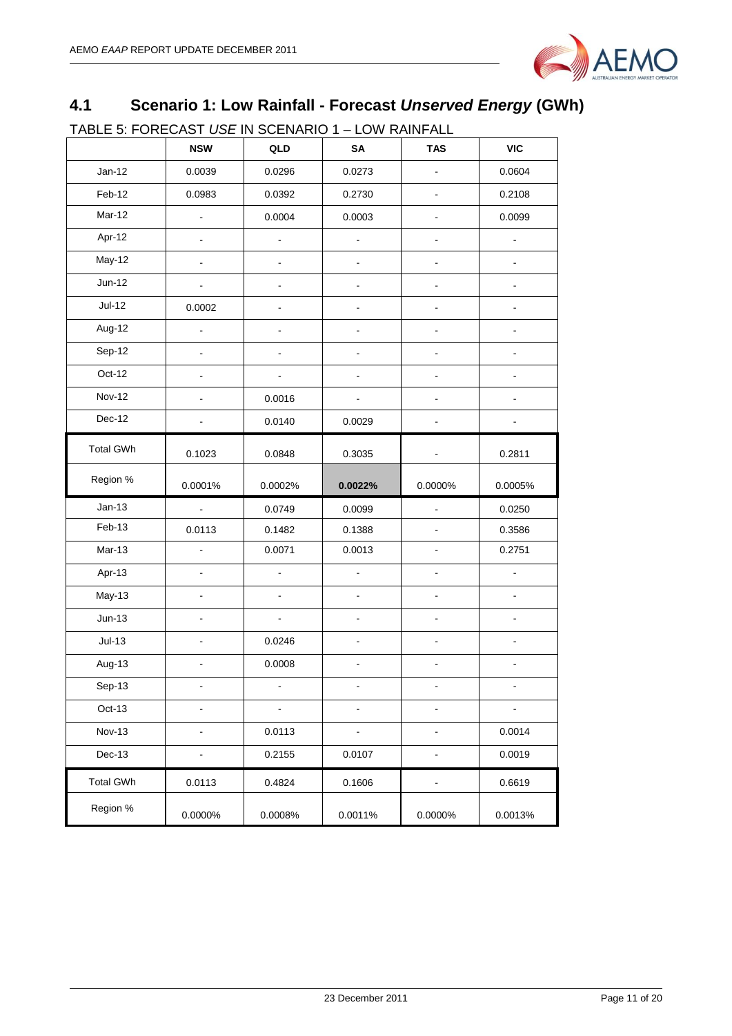## 4.1 Scenario 1: Low Rainfall - Forecast *Unserved Energy* (GWh)

TABLE 5: FORECAST *USE* IN SCENARIO 1 – LOW RAINFALL

| | NSW | QLD | SA | TAS | VIC |
|---|---|---|---|---|---|
| Jan-12 | 0.0039 | 0.0296 | 0.0273 | - | 0.0604 |
| Feb-12 | 0.0983 | 0.0392 | 0.2730 | - | 0.2108 |
| Mar-12 | - | 0.0004 | 0.0003 | - | 0.0099 |
| Apr-12 | - | - | - | - | - |
| May-12 | - | - | - | - | - |
| Jun-12 | - | - | - | - | - |
| Jul-12 | 0.0002 | - | - | - | - |
| Aug-12 | - | - | - | - | - |
| Sep-12 | - | - | - | - | - |
| Oct-12 | - | - | - | - | - |
| Nov-12 | - | 0.0016 | - | - | - |
| Dec-12 | - | 0.0140 | 0.0029 | - | - |
| Total GWh | 0.1023 | 0.0848 | 0.3035 | - | 0.2811 |
| Region % | 0.0001% | 0.0002% | **0.0022%** | 0.0000% | 0.0005% |
| Jan-13 | - | 0.0749 | 0.0099 | - | 0.0250 |
| Feb-13 | 0.0113 | 0.1482 | 0.1388 | - | 0.3586 |
| Mar-13 | - | 0.0071 | 0.0013 | - | 0.2751 |
| Apr-13 | - | - | - | - | - |
| May-13 | - | - | - | - | - |
| Jun-13 | - | - | - | - | - |
| Jul-13 | - | 0.0246 | - | - | - |
| Aug-13 | - | 0.0008 | - | - | - |
| Sep-13 | - | - | - | - | - |
| Oct-13 | - | - | - | - | - |
| Nov-13 | - | 0.0113 | - | - | 0.0014 |
| Dec-13 | - | 0.2155 | 0.0107 | - | 0.0019 |
| Total GWh | 0.0113 | 0.4824 | 0.1606 | - | 0.6619 |
| Region % | 0.0000% | 0.0008% | 0.0011% | 0.0000% | 0.0013% |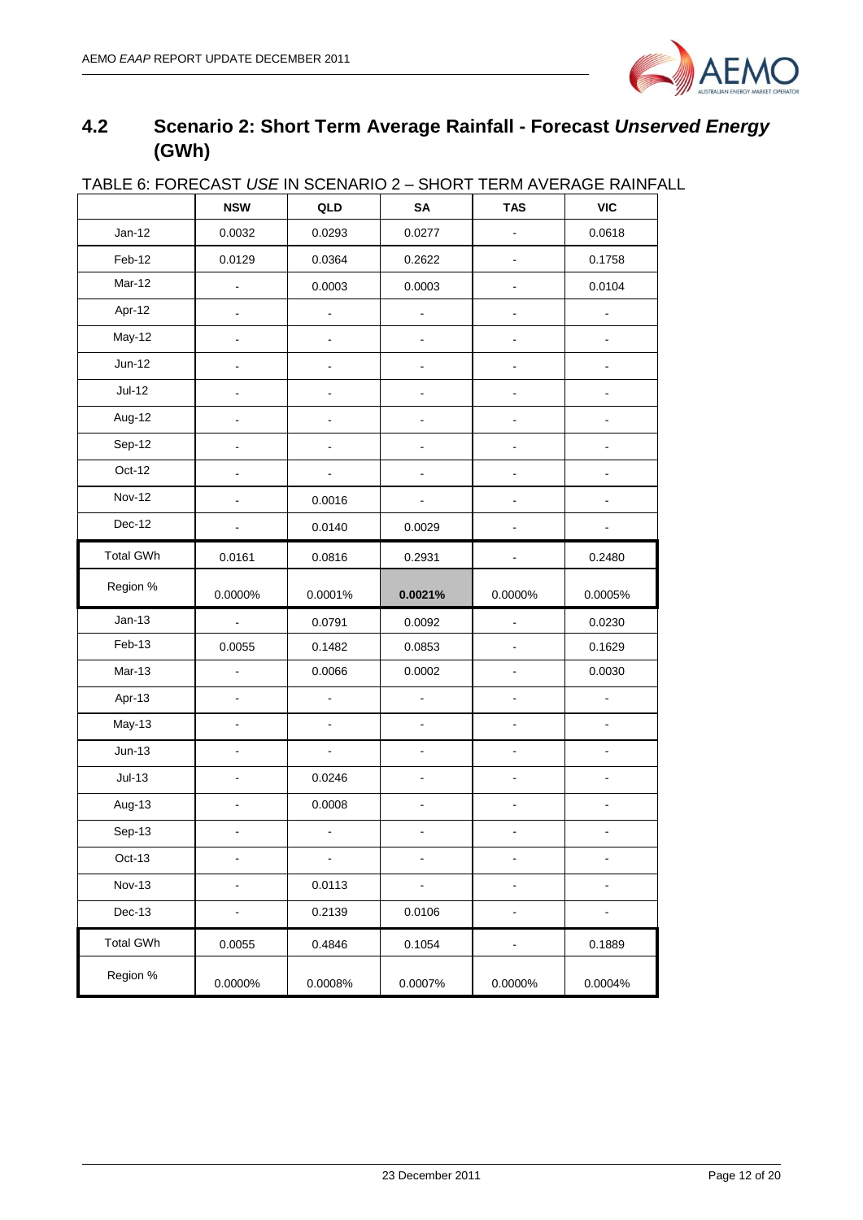## 4.2 Scenario 2: Short Term Average Rainfall - Forecast *Unserved Energy* (GWh)

TABLE 6: FORECAST *USE* IN SCENARIO 2 – SHORT TERM AVERAGE RAINFALL

| | NSW | QLD | SA | TAS | VIC |
|---|---|---|---|---|---|
| Jan-12 | 0.0032 | 0.0293 | 0.0277 | - | 0.0618 |
| Feb-12 | 0.0129 | 0.0364 | 0.2622 | - | 0.1758 |
| Mar-12 | - | 0.0003 | 0.0003 | - | 0.0104 |
| Apr-12 | - | - | - | - | - |
| May-12 | - | - | - | - | - |
| Jun-12 | - | - | - | - | - |
| Jul-12 | - | - | - | - | - |
| Aug-12 | - | - | - | - | - |
| Sep-12 | - | - | - | - | - |
| Oct-12 | - | - | - | - | - |
| Nov-12 | - | 0.0016 | - | - | - |
| Dec-12 | - | 0.0140 | 0.0029 | - | - |
| Total GWh | 0.0161 | 0.0816 | 0.2931 | - | 0.2480 |
| Region % | 0.0000% | 0.0001% | **0.0021%** | 0.0000% | 0.0005% |
| Jan-13 | - | 0.0791 | 0.0092 | - | 0.0230 |
| Feb-13 | 0.0055 | 0.1482 | 0.0853 | - | 0.1629 |
| Mar-13 | - | 0.0066 | 0.0002 | - | 0.0030 |
| Apr-13 | - | - | - | - | - |
| May-13 | - | - | - | - | - |
| Jun-13 | - | - | - | - | - |
| Jul-13 | - | 0.0246 | - | - | - |
| Aug-13 | - | 0.0008 | - | - | - |
| Sep-13 | - | - | - | - | - |
| Oct-13 | - | - | - | - | - |
| Nov-13 | - | 0.0113 | - | - | - |
| Dec-13 | - | 0.2139 | 0.0106 | - | - |
| Total GWh | 0.0055 | 0.4846 | 0.1054 | - | 0.1889 |
| Region % | 0.0000% | 0.0008% | 0.0007% | 0.0000% | 0.0004% |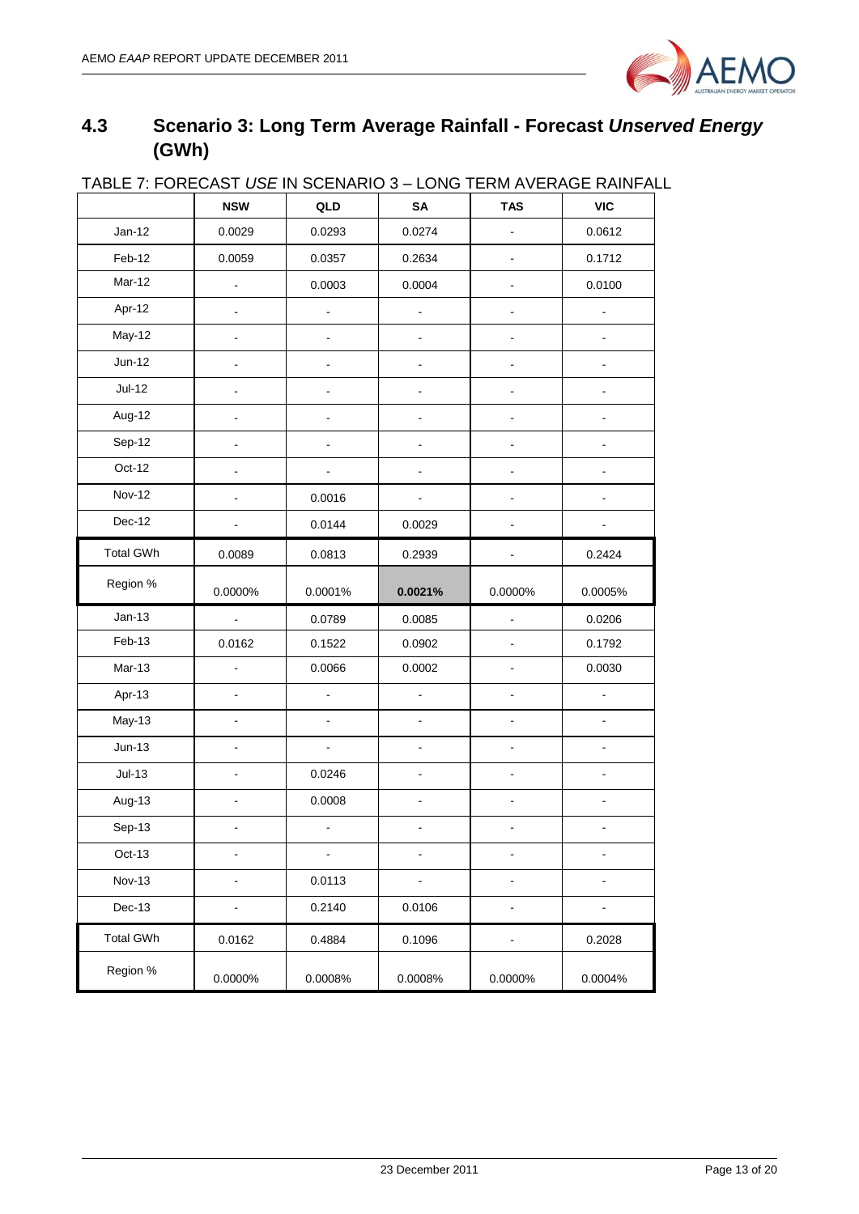## 4.3 Scenario 3: Long Term Average Rainfall - Forecast *Unserved Energy* (GWh)

TABLE 7: FORECAST *USE* IN SCENARIO 3 – LONG TERM AVERAGE RAINFALL

| | NSW | QLD | SA | TAS | VIC |
|---|---|---|---|---|---|
| Jan-12 | 0.0029 | 0.0293 | 0.0274 | - | 0.0612 |
| Feb-12 | 0.0059 | 0.0357 | 0.2634 | - | 0.1712 |
| Mar-12 | - | 0.0003 | 0.0004 | - | 0.0100 |
| Apr-12 | - | - | - | - | - |
| May-12 | - | - | - | - | - |
| Jun-12 | - | - | - | - | - |
| Jul-12 | - | - | - | - | - |
| Aug-12 | - | - | - | - | - |
| Sep-12 | - | - | - | - | - |
| Oct-12 | - | - | - | - | - |
| Nov-12 | - | 0.0016 | - | - | - |
| Dec-12 | - | 0.0144 | 0.0029 | - | - |
| Total GWh | 0.0089 | 0.0813 | 0.2939 | - | 0.2424 |
| Region % | 0.0000% | 0.0001% | **0.0021%** | 0.0000% | 0.0005% |
| Jan-13 | - | 0.0789 | 0.0085 | - | 0.0206 |
| Feb-13 | 0.0162 | 0.1522 | 0.0902 | - | 0.1792 |
| Mar-13 | - | 0.0066 | 0.0002 | - | 0.0030 |
| Apr-13 | - | - | - | - | - |
| May-13 | - | - | - | - | - |
| Jun-13 | - | - | - | - | - |
| Jul-13 | - | 0.0246 | - | - | - |
| Aug-13 | - | 0.0008 | - | - | - |
| Sep-13 | - | - | - | - | - |
| Oct-13 | - | - | - | - | - |
| Nov-13 | - | 0.0113 | - | - | - |
| Dec-13 | - | 0.2140 | 0.0106 | - | - |
| Total GWh | 0.0162 | 0.4884 | 0.1096 | - | 0.2028 |
| Region % | 0.0000% | 0.0008% | 0.0008% | 0.0000% | 0.0004% |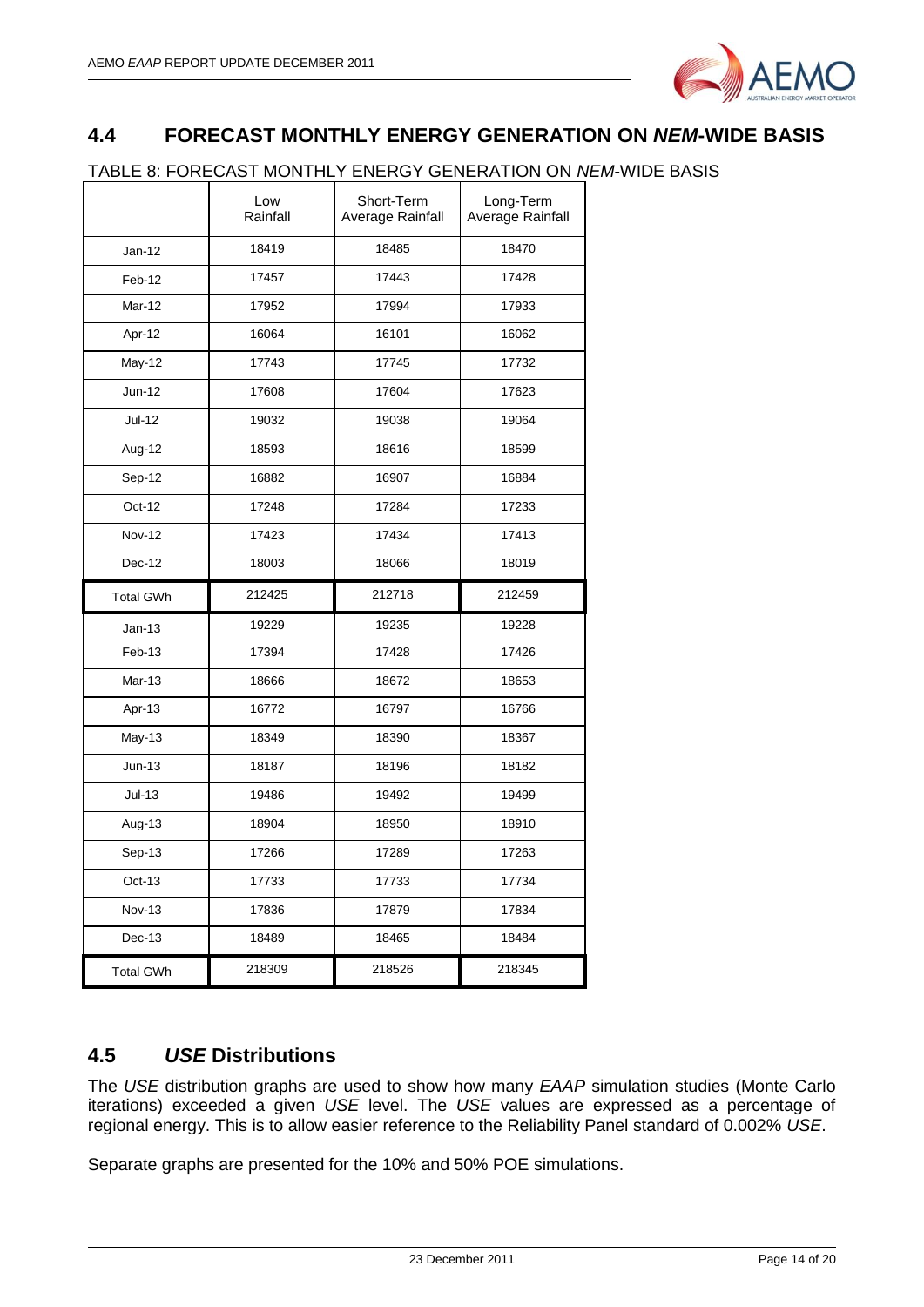## 4.4 FORECAST MONTHLY ENERGY GENERATION ON *NEM*-WIDE BASIS

TABLE 8: FORECAST MONTHLY ENERGY GENERATION ON *NEM*-WIDE BASIS

| | Low Rainfall | Short-Term Average Rainfall | Long-Term Average Rainfall |
|---|---|---|---|
| Jan-12 | 18419 | 18485 | 18470 |
| Feb-12 | 17457 | 17443 | 17428 |
| Mar-12 | 17952 | 17994 | 17933 |
| Apr-12 | 16064 | 16101 | 16062 |
| May-12 | 17743 | 17745 | 17732 |
| Jun-12 | 17608 | 17604 | 17623 |
| Jul-12 | 19032 | 19038 | 19064 |
| Aug-12 | 18593 | 18616 | 18599 |
| Sep-12 | 16882 | 16907 | 16884 |
| Oct-12 | 17248 | 17284 | 17233 |
| Nov-12 | 17423 | 17434 | 17413 |
| Dec-12 | 18003 | 18066 | 18019 |
| Total GWh | 212425 | 212718 | 212459 |
| Jan-13 | 19229 | 19235 | 19228 |
| Feb-13 | 17394 | 17428 | 17426 |
| Mar-13 | 18666 | 18672 | 18653 |
| Apr-13 | 16772 | 16797 | 16766 |
| May-13 | 18349 | 18390 | 18367 |
| Jun-13 | 18187 | 18196 | 18182 |
| Jul-13 | 19486 | 19492 | 19499 |
| Aug-13 | 18904 | 18950 | 18910 |
| Sep-13 | 17266 | 17289 | 17263 |
| Oct-13 | 17733 | 17733 | 17734 |
| Nov-13 | 17836 | 17879 | 17834 |
| Dec-13 | 18489 | 18465 | 18484 |
| Total GWh | 218309 | 218526 | 218345 |

## 4.5 *USE* Distributions

The *USE* distribution graphs are used to show how many *EAAP* simulation studies (Monte Carlo iterations) exceeded a given *USE* level. The *USE* values are expressed as a percentage of regional energy. This is to allow easier reference to the Reliability Panel standard of 0.002% *USE*.

Separate graphs are presented for the 10% and 50% POE simulations.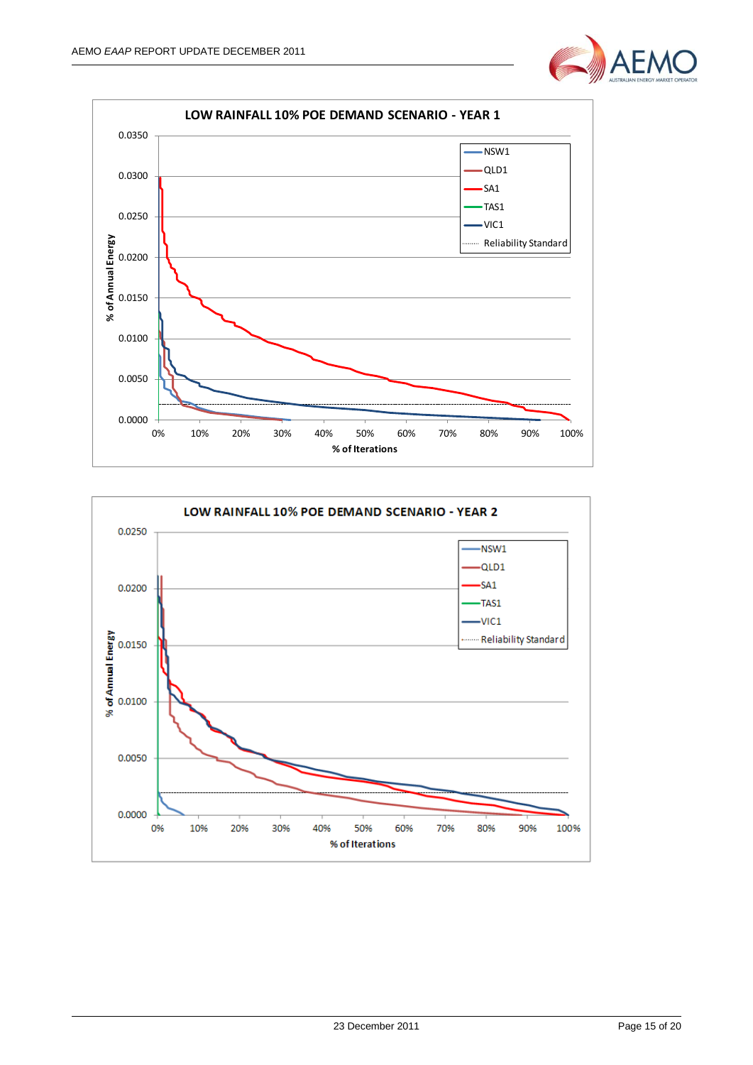**LOW RAINFALL 10% POE DEMAND SCENARIO - YEAR 1**

% of Annual Energy (y-axis: 0.0000 to 0.0350); % of Iterations (x-axis: 0% to 100%)

Legend: NSW1, QLD1, SA1, TAS1, VIC1, Reliability Standard

**LOW RAINFALL 10% POE DEMAND SCENARIO - YEAR 2**

% of Annual Energy (y-axis: 0.0000 to 0.0250); % of Iterations (x-axis: 0% to 100%)

Legend: NSW1, QLD1, SA1, TAS1, VIC1, Reliability Standard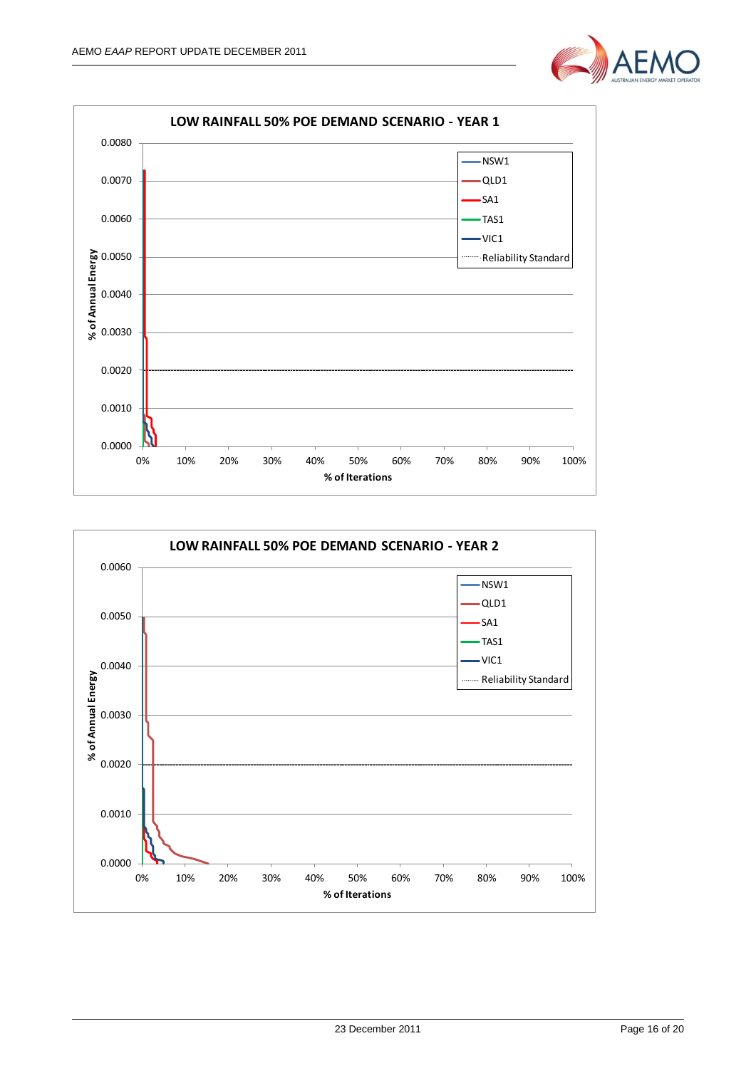**LOW RAINFALL 50% POE DEMAND SCENARIO - YEAR 1**

% of Annual Energy (y-axis: 0.0000 – 0.0080); % of Iterations (x-axis: 0% – 100%)

Legend: NSW1, QLD1, SA1, TAS1, VIC1, Reliability Standard

**LOW RAINFALL 50% POE DEMAND SCENARIO - YEAR 2**

% of Annual Energy (y-axis: 0.0000 – 0.0060); % of Iterations (x-axis: 0% – 100%)

Legend: NSW1, QLD1, SA1, TAS1, VIC1, Reliability Standard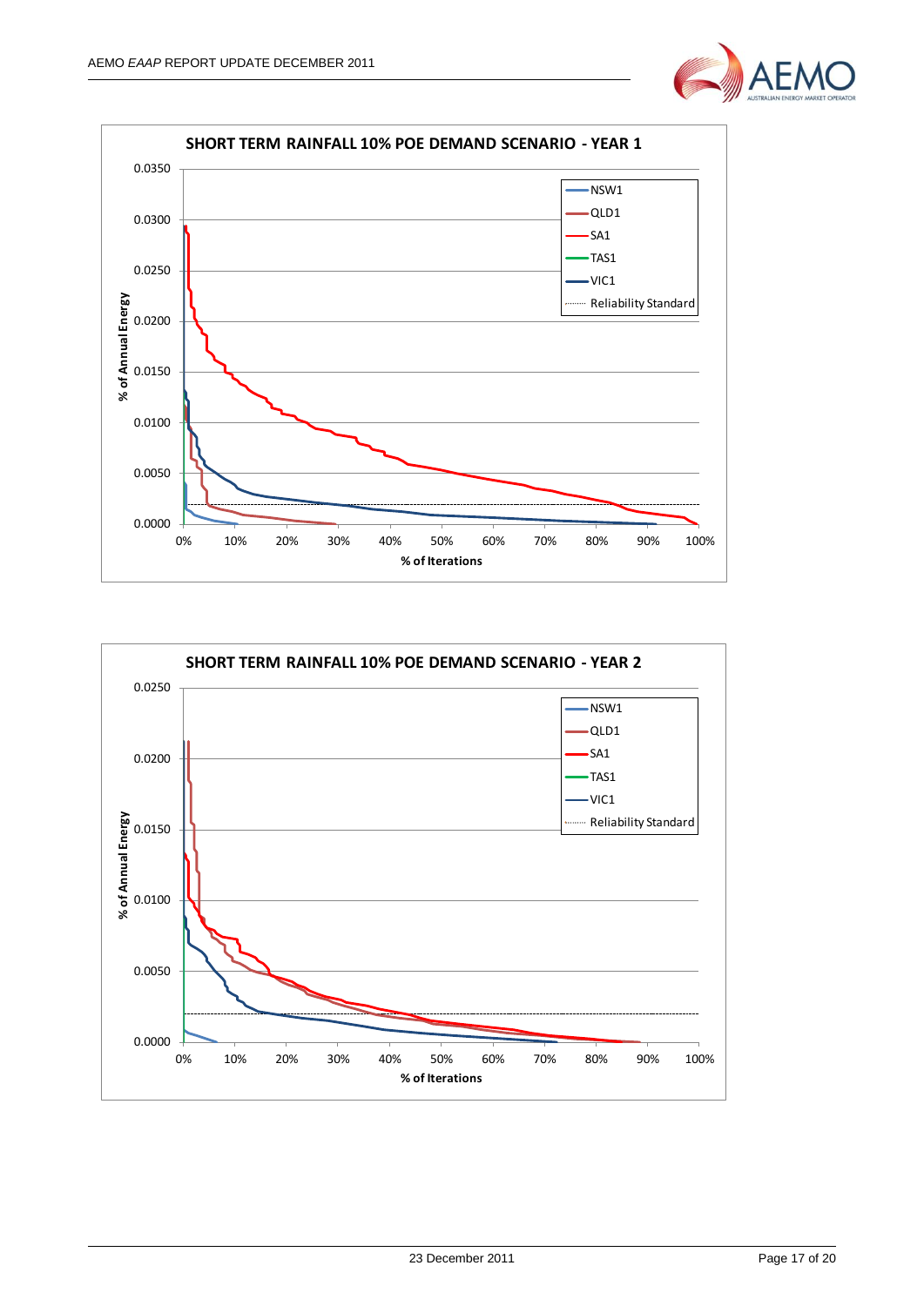**SHORT TERM RAINFALL 10% POE DEMAND SCENARIO - YEAR 1**

**SHORT TERM RAINFALL 10% POE DEMAND SCENARIO - YEAR 2**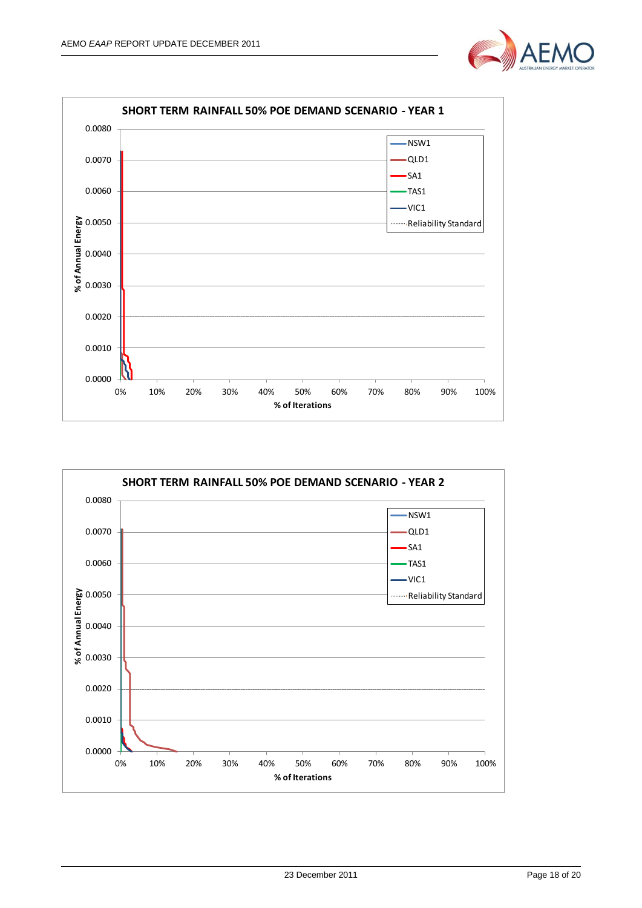**SHORT TERM RAINFALL 50% POE DEMAND SCENARIO - YEAR 1**

% of Annual Energy (0.0000 – 0.0080) vs % of Iterations (0% – 100%)

Legend: NSW1, QLD1, SA1, TAS1, VIC1, Reliability Standard

**SHORT TERM RAINFALL 50% POE DEMAND SCENARIO - YEAR 2**

% of Annual Energy (0.0000 – 0.0080) vs % of Iterations (0% – 100%)

Legend: NSW1, QLD1, SA1, TAS1, VIC1, Reliability Standard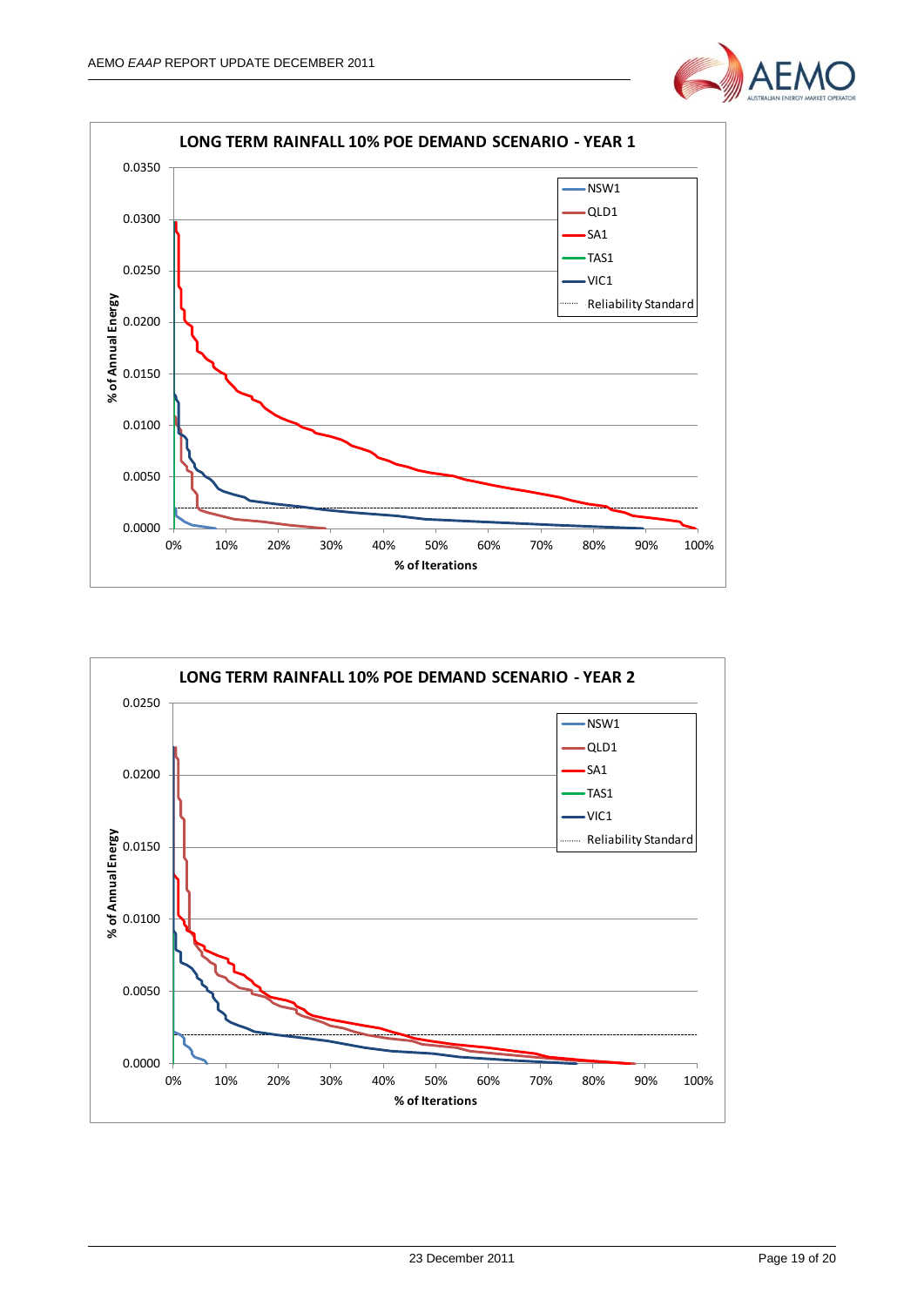**LONG TERM RAINFALL 10% POE DEMAND SCENARIO - YEAR 1**

**LONG TERM RAINFALL 10% POE DEMAND SCENARIO - YEAR 2**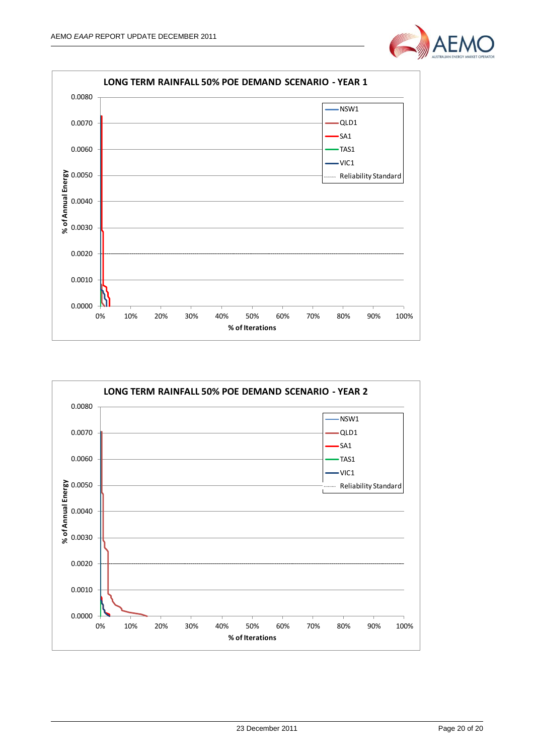LONG TERM RAINFALL 50% POE DEMAND SCENARIO - YEAR 1

0.0080
0.0070
0.0060
0.0050
0.0040
0.0030
0.0020
0.0010
0.0000

% of Annual Energy

0% 10% 20% 30% 40% 50% 60% 70% 80% 90% 100%

% of Iterations

NSW1
QLD1
SA1
TAS1
VIC1
Reliability Standard

LONG TERM RAINFALL 50% POE DEMAND SCENARIO - YEAR 2

0.0080
0.0070
0.0060
0.0050
0.0040
0.0030
0.0020
0.0010
0.0000

% of Annual Energy

0% 10% 20% 30% 40% 50% 60% 70% 80% 90% 100%

% of Iterations

NSW1
QLD1
SA1
TAS1
VIC1
Reliability Standard